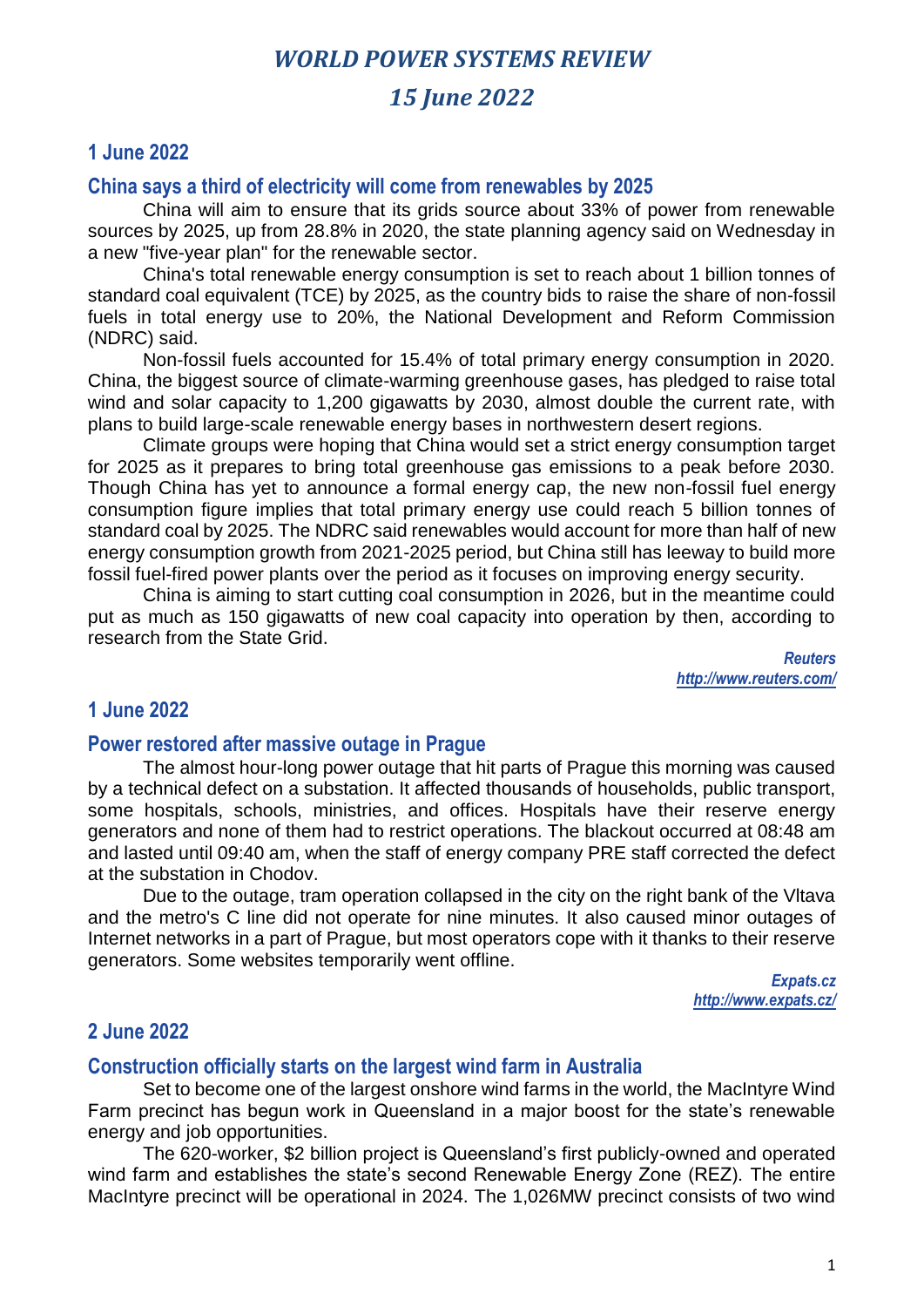# *WORLD POWER SYSTEMS REVIEW*

## *15 June 2022*

### 1 June 2022

### China says a third of electricity will come from renewables by 2025

China will aim to ensure that its grids source about 33% of power from renewable sources by 2025, up from 28.8% in 2020, the state planning agency said on Wednesday in a new "five-year plan" for the renewable sector.

China's total renewable energy consumption is set to reach about 1 billion tonnes of standard coal equivalent (TCE) by 2025, as the country bids to raise the share of non-fossil fuels in total energy use to 20%, the National Development and Reform Commission (NDRC) said.

Non-fossil fuels accounted for 15.4% of total primary energy consumption in 2020. China, the biggest source of climate-warming greenhouse gases, has pledged to raise total wind and solar capacity to 1,200 gigawatts by 2030, almost double the current rate, with plans to build large-scale renewable energy bases in northwestern desert regions.

Climate groups were hoping that China would set a strict energy consumption target for 2025 as it prepares to bring total greenhouse gas emissions to a peak before 2030. Though China has yet to announce a formal energy cap, the new non-fossil fuel energy consumption figure implies that total primary energy use could reach 5 billion tonnes of standard coal by 2025. The NDRC said renewables would account for more than half of new energy consumption growth from 2021-2025 period, but China still has leeway to build more fossil fuel-fired power plants over the period as it focuses on improving energy security.

China is aiming to start cutting coal consumption in 2026, but in the meantime could put as much as 150 gigawatts of new coal capacity into operation by then, according to research from the State Grid.

*Reuters*
*http://www.reuters.com/*

### 1 June 2022

### Power restored after massive outage in Prague

The almost hour-long power outage that hit parts of Prague this morning was caused by a technical defect on a substation. It affected thousands of households, public transport, some hospitals, schools, ministries, and offices. Hospitals have their reserve energy generators and none of them had to restrict operations. The blackout occurred at 08:48 am and lasted until 09:40 am, when the staff of energy company PRE staff corrected the defect at the substation in Chodov.

Due to the outage, tram operation collapsed in the city on the right bank of the Vltava and the metro's C line did not operate for nine minutes. It also caused minor outages of Internet networks in a part of Prague, but most operators cope with it thanks to their reserve generators. Some websites temporarily went offline.

*Expats.cz*
*http://www.expats.cz/*

### 2 June 2022

### Construction officially starts on the largest wind farm in Australia

Set to become one of the largest onshore wind farms in the world, the MacIntyre Wind Farm precinct has begun work in Queensland in a major boost for the state's renewable energy and job opportunities.

The 620-worker, $2 billion project is Queensland's first publicly-owned and operated wind farm and establishes the state's second Renewable Energy Zone (REZ). The entire MacIntyre precinct will be operational in 2024. The 1,026MW precinct consists of two wind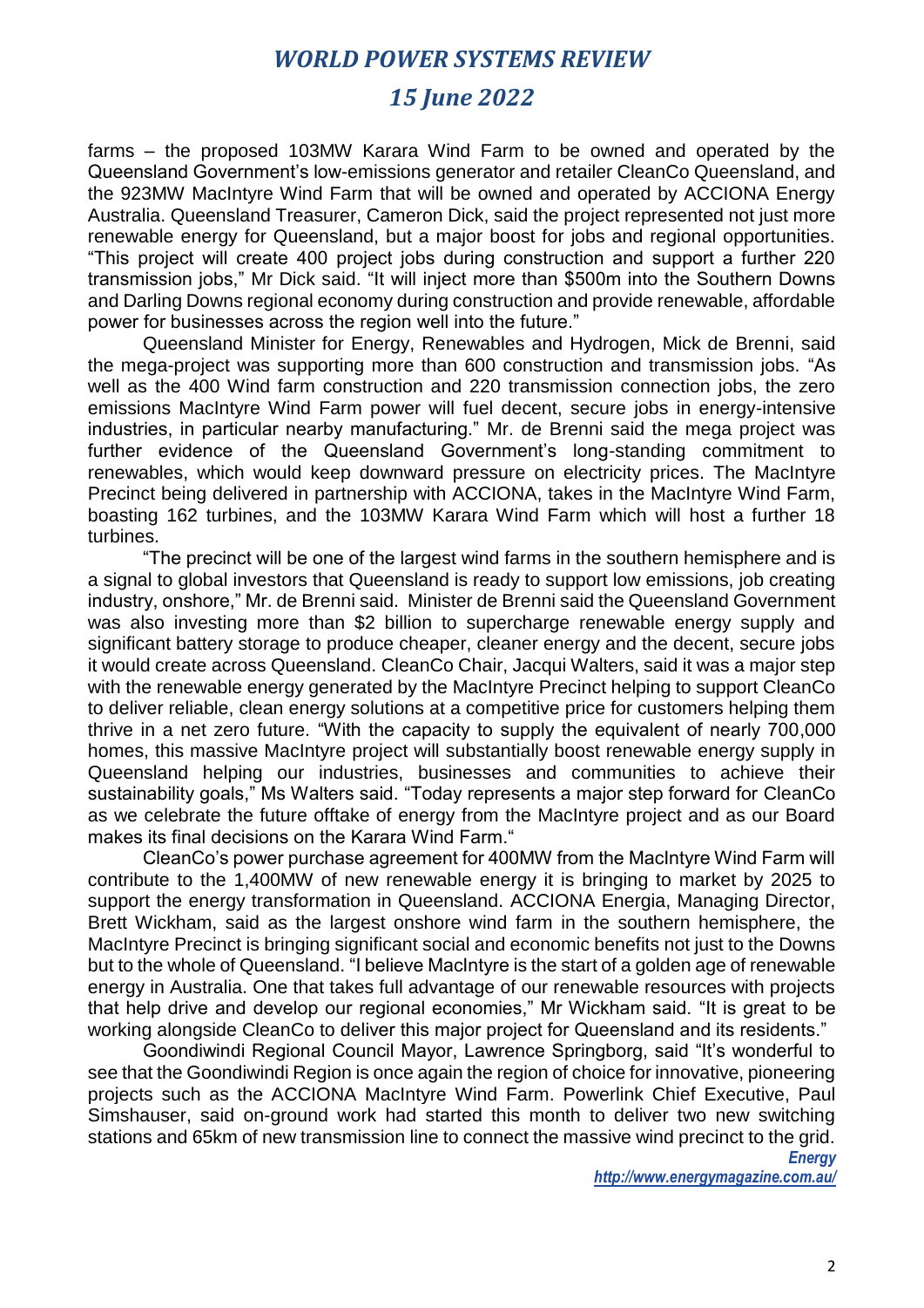farms – the proposed 103MW Karara Wind Farm to be owned and operated by the Queensland Government's low-emissions generator and retailer CleanCo Queensland, and the 923MW MacIntyre Wind Farm that will be owned and operated by ACCIONA Energy Australia. Queensland Treasurer, Cameron Dick, said the project represented not just more renewable energy for Queensland, but a major boost for jobs and regional opportunities. "This project will create 400 project jobs during construction and support a further 220 transmission jobs," Mr Dick said. "It will inject more than $500m into the Southern Downs and Darling Downs regional economy during construction and provide renewable, affordable power for businesses across the region well into the future."

Queensland Minister for Energy, Renewables and Hydrogen, Mick de Brenni, said the mega-project was supporting more than 600 construction and transmission jobs. "As well as the 400 Wind farm construction and 220 transmission connection jobs, the zero emissions MacIntyre Wind Farm power will fuel decent, secure jobs in energy-intensive industries, in particular nearby manufacturing." Mr. de Brenni said the mega project was further evidence of the Queensland Government's long-standing commitment to renewables, which would keep downward pressure on electricity prices. The MacIntyre Precinct being delivered in partnership with ACCIONA, takes in the MacIntyre Wind Farm, boasting 162 turbines, and the 103MW Karara Wind Farm which will host a further 18 turbines.

"The precinct will be one of the largest wind farms in the southern hemisphere and is a signal to global investors that Queensland is ready to support low emissions, job creating industry, onshore," Mr. de Brenni said. Minister de Brenni said the Queensland Government was also investing more than $2 billion to supercharge renewable energy supply and significant battery storage to produce cheaper, cleaner energy and the decent, secure jobs it would create across Queensland. CleanCo Chair, Jacqui Walters, said it was a major step with the renewable energy generated by the MacIntyre Precinct helping to support CleanCo to deliver reliable, clean energy solutions at a competitive price for customers helping them thrive in a net zero future. "With the capacity to supply the equivalent of nearly 700,000 homes, this massive MacIntyre project will substantially boost renewable energy supply in Queensland helping our industries, businesses and communities to achieve their sustainability goals," Ms Walters said. "Today represents a major step forward for CleanCo as we celebrate the future offtake of energy from the MacIntyre project and as our Board makes its final decisions on the Karara Wind Farm."

CleanCo's power purchase agreement for 400MW from the MacIntyre Wind Farm will contribute to the 1,400MW of new renewable energy it is bringing to market by 2025 to support the energy transformation in Queensland. ACCIONA Energia, Managing Director, Brett Wickham, said as the largest onshore wind farm in the southern hemisphere, the MacIntyre Precinct is bringing significant social and economic benefits not just to the Downs but to the whole of Queensland. "I believe MacIntyre is the start of a golden age of renewable energy in Australia. One that takes full advantage of our renewable resources with projects that help drive and develop our regional economies," Mr Wickham said. "It is great to be working alongside CleanCo to deliver this major project for Queensland and its residents."

Goondiwindi Regional Council Mayor, Lawrence Springborg, said "It's wonderful to see that the Goondiwindi Region is once again the region of choice for innovative, pioneering projects such as the ACCIONA MacIntyre Wind Farm. Powerlink Chief Executive, Paul Simshauser, said on-ground work had started this month to deliver two new switching stations and 65km of new transmission line to connect the massive wind precinct to the grid.

***Energy***
***http://www.energymagazine.com.au/***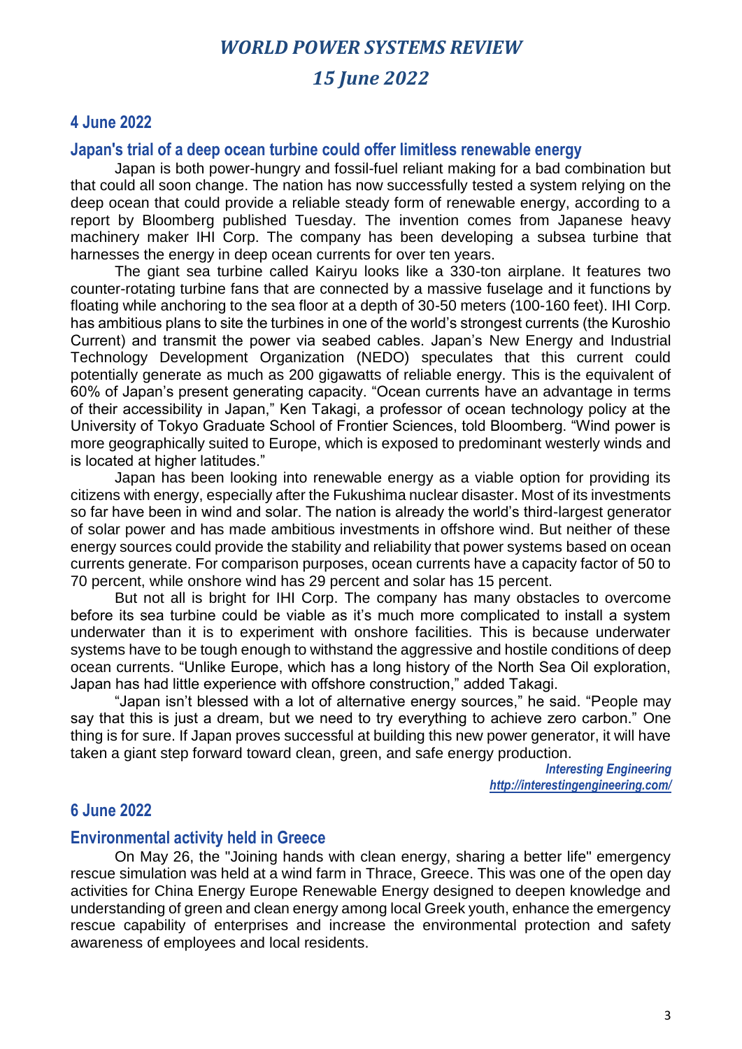## 4 June 2022

### Japan's trial of a deep ocean turbine could offer limitless renewable energy

Japan is both power-hungry and fossil-fuel reliant making for a bad combination but that could all soon change. The nation has now successfully tested a system relying on the deep ocean that could provide a reliable steady form of renewable energy, according to a report by Bloomberg published Tuesday. The invention comes from Japanese heavy machinery maker IHI Corp. The company has been developing a subsea turbine that harnesses the energy in deep ocean currents for over ten years.

The giant sea turbine called Kairyu looks like a 330-ton airplane. It features two counter-rotating turbine fans that are connected by a massive fuselage and it functions by floating while anchoring to the sea floor at a depth of 30-50 meters (100-160 feet). IHI Corp. has ambitious plans to site the turbines in one of the world's strongest currents (the Kuroshio Current) and transmit the power via seabed cables. Japan's New Energy and Industrial Technology Development Organization (NEDO) speculates that this current could potentially generate as much as 200 gigawatts of reliable energy. This is the equivalent of 60% of Japan's present generating capacity. "Ocean currents have an advantage in terms of their accessibility in Japan," Ken Takagi, a professor of ocean technology policy at the University of Tokyo Graduate School of Frontier Sciences, told Bloomberg. "Wind power is more geographically suited to Europe, which is exposed to predominant westerly winds and is located at higher latitudes."

Japan has been looking into renewable energy as a viable option for providing its citizens with energy, especially after the Fukushima nuclear disaster. Most of its investments so far have been in wind and solar. The nation is already the world's third-largest generator of solar power and has made ambitious investments in offshore wind. But neither of these energy sources could provide the stability and reliability that power systems based on ocean currents generate. For comparison purposes, ocean currents have a capacity factor of 50 to 70 percent, while onshore wind has 29 percent and solar has 15 percent.

But not all is bright for IHI Corp. The company has many obstacles to overcome before its sea turbine could be viable as it's much more complicated to install a system underwater than it is to experiment with onshore facilities. This is because underwater systems have to be tough enough to withstand the aggressive and hostile conditions of deep ocean currents. "Unlike Europe, which has a long history of the North Sea Oil exploration, Japan has had little experience with offshore construction," added Takagi.

"Japan isn't blessed with a lot of alternative energy sources," he said. "People may say that this is just a dream, but we need to try everything to achieve zero carbon." One thing is for sure. If Japan proves successful at building this new power generator, it will have taken a giant step forward toward clean, green, and safe energy production.

***Interesting Engineering***
***http://interestingengineering.com/***

## 6 June 2022

### Environmental activity held in Greece

On May 26, the "Joining hands with clean energy, sharing a better life" emergency rescue simulation was held at a wind farm in Thrace, Greece. This was one of the open day activities for China Energy Europe Renewable Energy designed to deepen knowledge and understanding of green and clean energy among local Greek youth, enhance the emergency rescue capability of enterprises and increase the environmental protection and safety awareness of employees and local residents.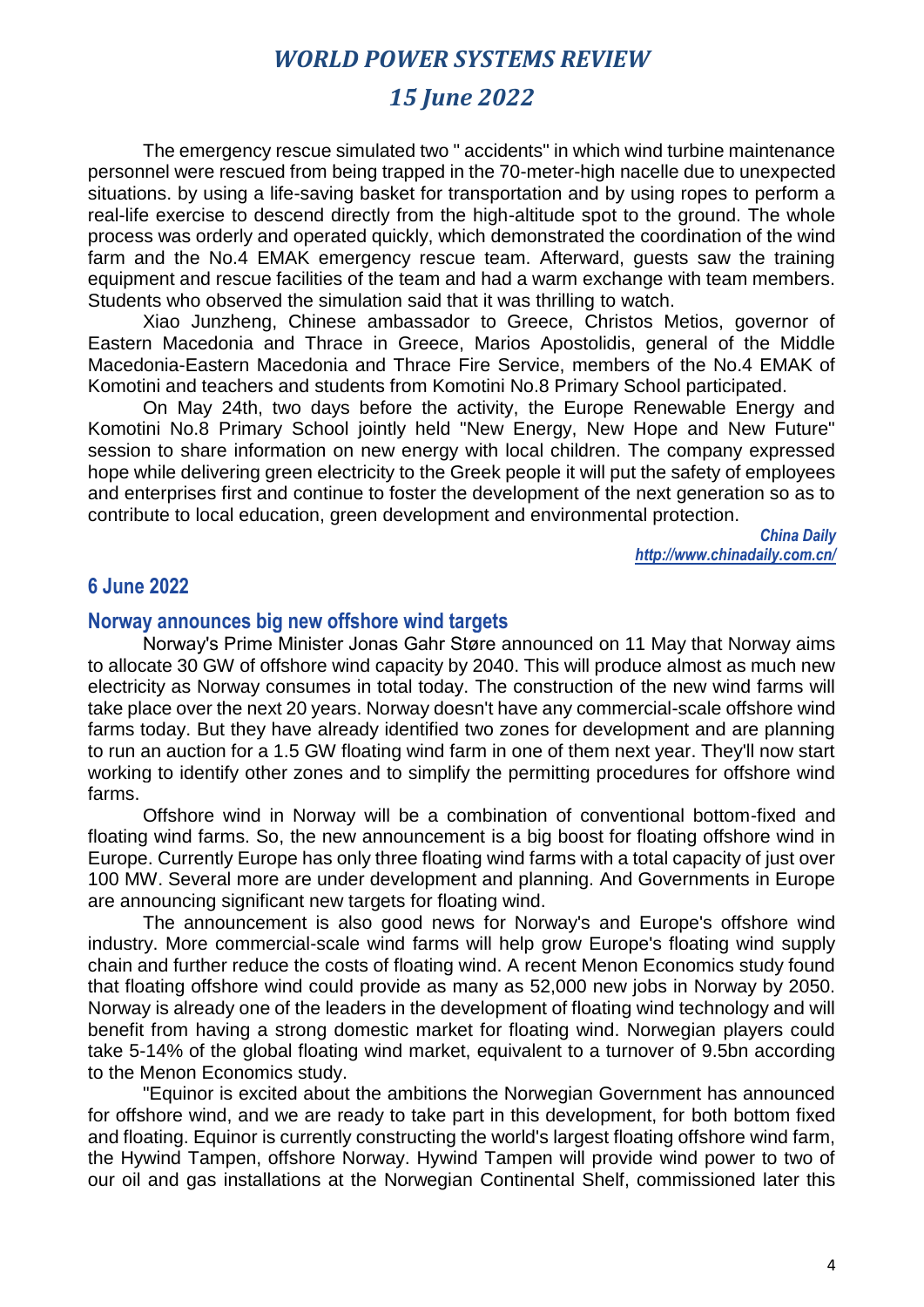The emergency rescue simulated two " accidents" in which wind turbine maintenance personnel were rescued from being trapped in the 70-meter-high nacelle due to unexpected situations. by using a life-saving basket for transportation and by using ropes to perform a real-life exercise to descend directly from the high-altitude spot to the ground. The whole process was orderly and operated quickly, which demonstrated the coordination of the wind farm and the No.4 EMAK emergency rescue team. Afterward, guests saw the training equipment and rescue facilities of the team and had a warm exchange with team members. Students who observed the simulation said that it was thrilling to watch.

Xiao Junzheng, Chinese ambassador to Greece, Christos Metios, governor of Eastern Macedonia and Thrace in Greece, Marios Apostolidis, general of the Middle Macedonia-Eastern Macedonia and Thrace Fire Service, members of the No.4 EMAK of Komotini and teachers and students from Komotini No.8 Primary School participated.

On May 24th, two days before the activity, the Europe Renewable Energy and Komotini No.8 Primary School jointly held "New Energy, New Hope and New Future" session to share information on new energy with local children. The company expressed hope while delivering green electricity to the Greek people it will put the safety of employees and enterprises first and continue to foster the development of the next generation so as to contribute to local education, green development and environmental protection.

*China Daily*
*http://www.chinadaily.com.cn/*

## 6 June 2022

### Norway announces big new offshore wind targets

Norway's Prime Minister Jonas Gahr Støre announced on 11 May that Norway aims to allocate 30 GW of offshore wind capacity by 2040. This will produce almost as much new electricity as Norway consumes in total today. The construction of the new wind farms will take place over the next 20 years. Norway doesn't have any commercial-scale offshore wind farms today. But they have already identified two zones for development and are planning to run an auction for a 1.5 GW floating wind farm in one of them next year. They'll now start working to identify other zones and to simplify the permitting procedures for offshore wind farms.

Offshore wind in Norway will be a combination of conventional bottom-fixed and floating wind farms. So, the new announcement is a big boost for floating offshore wind in Europe. Currently Europe has only three floating wind farms with a total capacity of just over 100 MW. Several more are under development and planning. And Governments in Europe are announcing significant new targets for floating wind.

The announcement is also good news for Norway's and Europe's offshore wind industry. More commercial-scale wind farms will help grow Europe's floating wind supply chain and further reduce the costs of floating wind. A recent Menon Economics study found that floating offshore wind could provide as many as 52,000 new jobs in Norway by 2050. Norway is already one of the leaders in the development of floating wind technology and will benefit from having a strong domestic market for floating wind. Norwegian players could take 5-14% of the global floating wind market, equivalent to a turnover of 9.5bn according to the Menon Economics study.

"Equinor is excited about the ambitions the Norwegian Government has announced for offshore wind, and we are ready to take part in this development, for both bottom fixed and floating. Equinor is currently constructing the world's largest floating offshore wind farm, the Hywind Tampen, offshore Norway. Hywind Tampen will provide wind power to two of our oil and gas installations at the Norwegian Continental Shelf, commissioned later this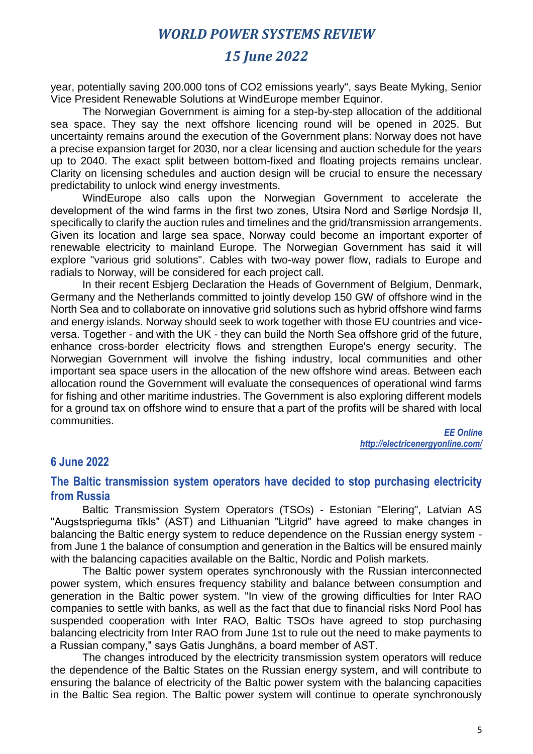year, potentially saving 200.000 tons of $CO_2$ emissions yearly", says Beate Myking, Senior Vice President Renewable Solutions at WindEurope member Equinor.

The Norwegian Government is aiming for a step-by-step allocation of the additional sea space. They say the next offshore licencing round will be opened in 2025. But uncertainty remains around the execution of the Government plans: Norway does not have a precise expansion target for 2030, nor a clear licensing and auction schedule for the years up to 2040. The exact split between bottom-fixed and floating projects remains unclear. Clarity on licensing schedules and auction design will be crucial to ensure the necessary predictability to unlock wind energy investments.

WindEurope also calls upon the Norwegian Government to accelerate the development of the wind farms in the first two zones, Utsira Nord and Sørlige Nordsjø II, specifically to clarify the auction rules and timelines and the grid/transmission arrangements. Given its location and large sea space, Norway could become an important exporter of renewable electricity to mainland Europe. The Norwegian Government has said it will explore "various grid solutions". Cables with two-way power flow, radials to Europe and radials to Norway, will be considered for each project call.

In their recent Esbjerg Declaration the Heads of Government of Belgium, Denmark, Germany and the Netherlands committed to jointly develop 150 GW of offshore wind in the North Sea and to collaborate on innovative grid solutions such as hybrid offshore wind farms and energy islands. Norway should seek to work together with those EU countries and vice-versa. Together - and with the UK - they can build the North Sea offshore grid of the future, enhance cross-border electricity flows and strengthen Europe's energy security. The Norwegian Government will involve the fishing industry, local communities and other important sea space users in the allocation of the new offshore wind areas. Between each allocation round the Government will evaluate the consequences of operational wind farms for fishing and other maritime industries. The Government is also exploring different models for a ground tax on offshore wind to ensure that a part of the profits will be shared with local communities.

*EE Online*
*http://electricenergyonline.com/*

## 6 June 2022

### The Baltic transmission system operators have decided to stop purchasing electricity from Russia

Baltic Transmission System Operators (TSOs) - Estonian "Elering", Latvian AS "Augstsprieguma tīkls" (AST) and Lithuanian "Litgrid" have agreed to make changes in balancing the Baltic energy system to reduce dependence on the Russian energy system - from June 1 the balance of consumption and generation in the Baltics will be ensured mainly with the balancing capacities available on the Baltic, Nordic and Polish markets.

The Baltic power system operates synchronously with the Russian interconnected power system, which ensures frequency stability and balance between consumption and generation in the Baltic power system. "In view of the growing difficulties for Inter RAO companies to settle with banks, as well as the fact that due to financial risks Nord Pool has suspended cooperation with Inter RAO, Baltic TSOs have agreed to stop purchasing balancing electricity from Inter RAO from June 1st to rule out the need to make payments to a Russian company," says Gatis Junghāns, a board member of AST.

The changes introduced by the electricity transmission system operators will reduce the dependence of the Baltic States on the Russian energy system, and will contribute to ensuring the balance of electricity of the Baltic power system with the balancing capacities in the Baltic Sea region. The Baltic power system will continue to operate synchronously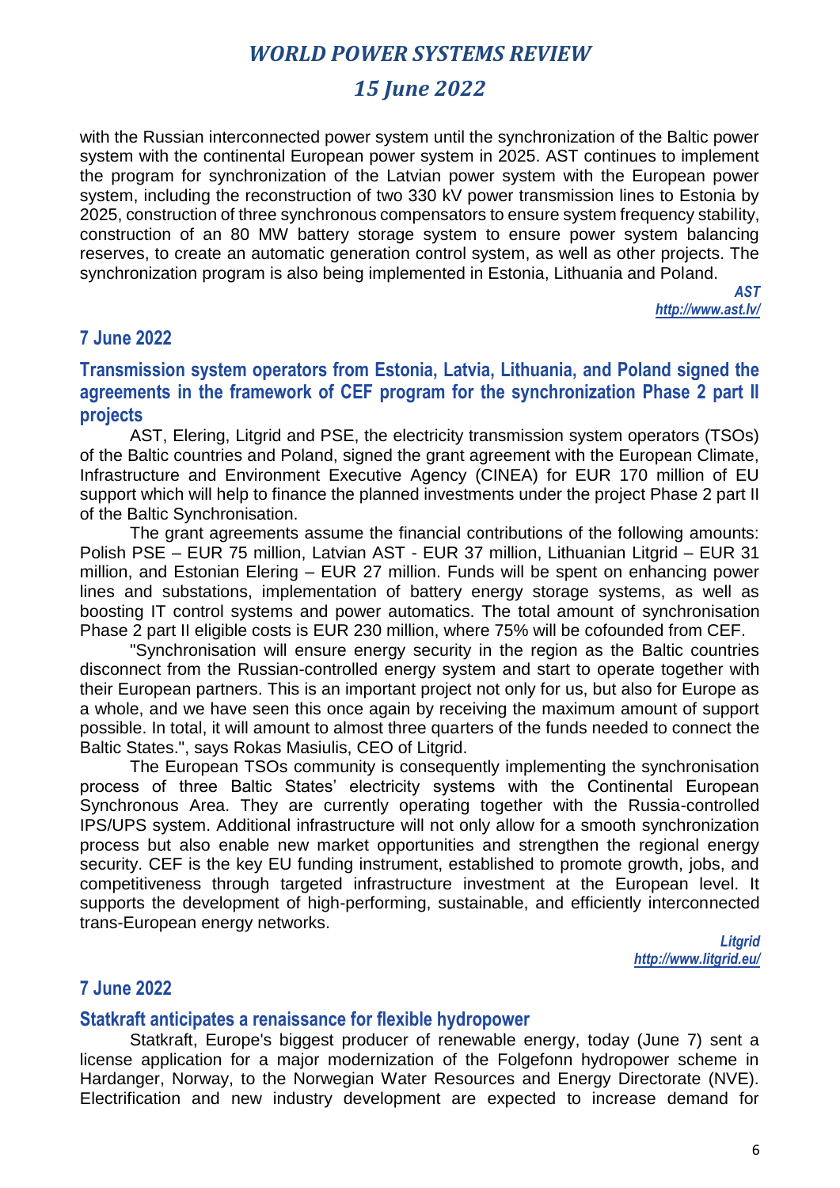with the Russian interconnected power system until the synchronization of the Baltic power system with the continental European power system in 2025. AST continues to implement the program for synchronization of the Latvian power system with the European power system, including the reconstruction of two 330 kV power transmission lines to Estonia by 2025, construction of three synchronous compensators to ensure system frequency stability, construction of an 80 MW battery storage system to ensure power system balancing reserves, to create an automatic generation control system, as well as other projects. The synchronization program is also being implemented in Estonia, Lithuania and Poland.

*AST*
*http://www.ast.lv/*

## 7 June 2022

### Transmission system operators from Estonia, Latvia, Lithuania, and Poland signed the agreements in the framework of CEF program for the synchronization Phase 2 part II projects

AST, Elering, Litgrid and PSE, the electricity transmission system operators (TSOs) of the Baltic countries and Poland, signed the grant agreement with the European Climate, Infrastructure and Environment Executive Agency (CINEA) for EUR 170 million of EU support which will help to finance the planned investments under the project Phase 2 part II of the Baltic Synchronisation.

The grant agreements assume the financial contributions of the following amounts: Polish PSE – EUR 75 million, Latvian AST - EUR 37 million, Lithuanian Litgrid – EUR 31 million, and Estonian Elering – EUR 27 million. Funds will be spent on enhancing power lines and substations, implementation of battery energy storage systems, as well as boosting IT control systems and power automatics. The total amount of synchronisation Phase 2 part II eligible costs is EUR 230 million, where 75% will be cofounded from CEF.

"Synchronisation will ensure energy security in the region as the Baltic countries disconnect from the Russian-controlled energy system and start to operate together with their European partners. This is an important project not only for us, but also for Europe as a whole, and we have seen this once again by receiving the maximum amount of support possible. In total, it will amount to almost three quarters of the funds needed to connect the Baltic States.", says Rokas Masiulis, CEO of Litgrid.

The European TSOs community is consequently implementing the synchronisation process of three Baltic States' electricity systems with the Continental European Synchronous Area. They are currently operating together with the Russia-controlled IPS/UPS system. Additional infrastructure will not only allow for a smooth synchronization process but also enable new market opportunities and strengthen the regional energy security. CEF is the key EU funding instrument, established to promote growth, jobs, and competitiveness through targeted infrastructure investment at the European level. It supports the development of high-performing, sustainable, and efficiently interconnected trans-European energy networks.

*Litgrid*
*http://www.litgrid.eu/*

## 7 June 2022

### Statkraft anticipates a renaissance for flexible hydropower

Statkraft, Europe's biggest producer of renewable energy, today (June 7) sent a license application for a major modernization of the Folgefonn hydropower scheme in Hardanger, Norway, to the Norwegian Water Resources and Energy Directorate (NVE). Electrification and new industry development are expected to increase demand for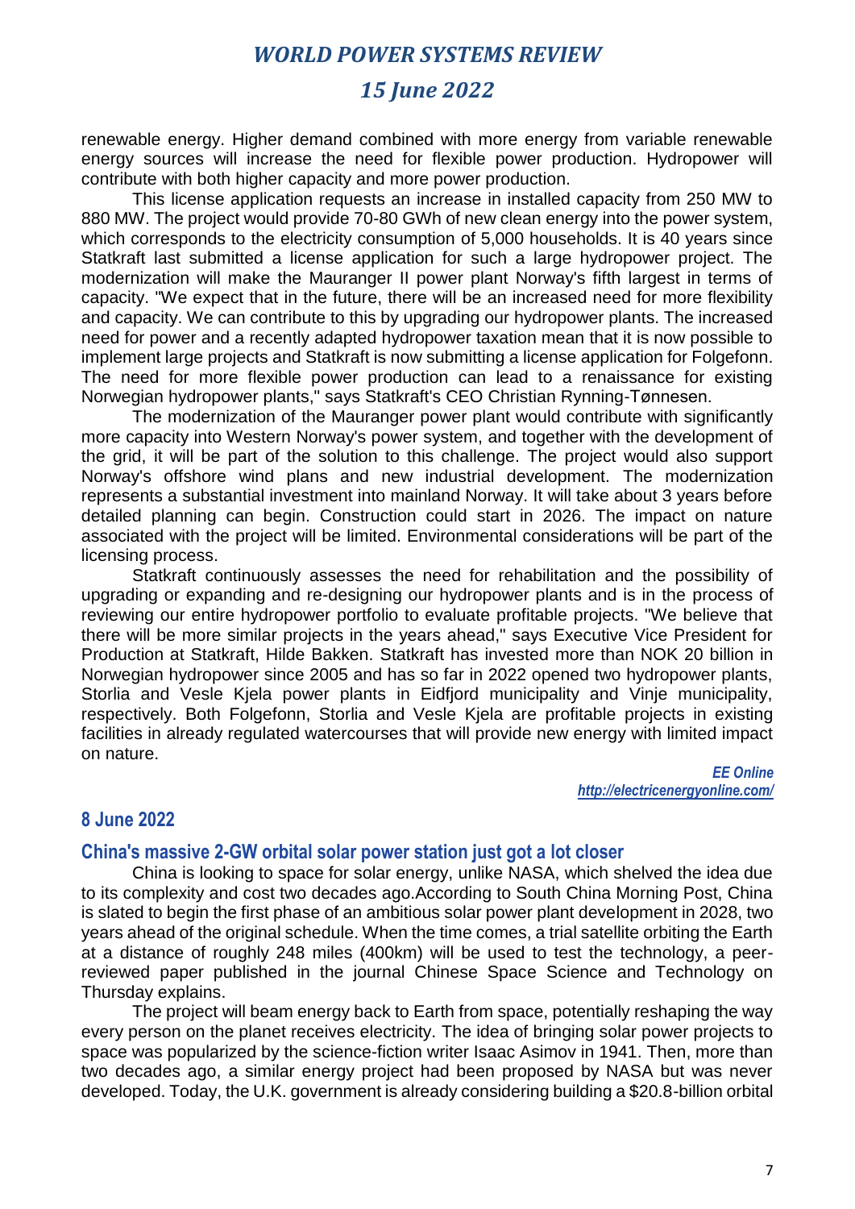renewable energy. Higher demand combined with more energy from variable renewable energy sources will increase the need for flexible power production. Hydropower will contribute with both higher capacity and more power production.

This license application requests an increase in installed capacity from 250 MW to 880 MW. The project would provide 70-80 GWh of new clean energy into the power system, which corresponds to the electricity consumption of 5,000 households. It is 40 years since Statkraft last submitted a license application for such a large hydropower project. The modernization will make the Mauranger II power plant Norway's fifth largest in terms of capacity. "We expect that in the future, there will be an increased need for more flexibility and capacity. We can contribute to this by upgrading our hydropower plants. The increased need for power and a recently adapted hydropower taxation mean that it is now possible to implement large projects and Statkraft is now submitting a license application for Folgefonn. The need for more flexible power production can lead to a renaissance for existing Norwegian hydropower plants," says Statkraft's CEO Christian Rynning-Tønnesen.

The modernization of the Mauranger power plant would contribute with significantly more capacity into Western Norway's power system, and together with the development of the grid, it will be part of the solution to this challenge. The project would also support Norway's offshore wind plans and new industrial development. The modernization represents a substantial investment into mainland Norway. It will take about 3 years before detailed planning can begin. Construction could start in 2026. The impact on nature associated with the project will be limited. Environmental considerations will be part of the licensing process.

Statkraft continuously assesses the need for rehabilitation and the possibility of upgrading or expanding and re-designing our hydropower plants and is in the process of reviewing our entire hydropower portfolio to evaluate profitable projects. "We believe that there will be more similar projects in the years ahead," says Executive Vice President for Production at Statkraft, Hilde Bakken. Statkraft has invested more than NOK 20 billion in Norwegian hydropower since 2005 and has so far in 2022 opened two hydropower plants, Storlia and Vesle Kjela power plants in Eidfjord municipality and Vinje municipality, respectively. Both Folgefonn, Storlia and Vesle Kjela are profitable projects in existing facilities in already regulated watercourses that will provide new energy with limited impact on nature.

***EE Online***
***http://electricenergyonline.com/***

## 8 June 2022

### China's massive 2-GW orbital solar power station just got a lot closer

China is looking to space for solar energy, unlike NASA, which shelved the idea due to its complexity and cost two decades ago.According to South China Morning Post, China is slated to begin the first phase of an ambitious solar power plant development in 2028, two years ahead of the original schedule. When the time comes, a trial satellite orbiting the Earth at a distance of roughly 248 miles (400km) will be used to test the technology, a peer-reviewed paper published in the journal Chinese Space Science and Technology on Thursday explains.

The project will beam energy back to Earth from space, potentially reshaping the way every person on the planet receives electricity. The idea of bringing solar power projects to space was popularized by the science-fiction writer Isaac Asimov in 1941. Then, more than two decades ago, a similar energy project had been proposed by NASA but was never developed. Today, the U.K. government is already considering building a $20.8-billion orbital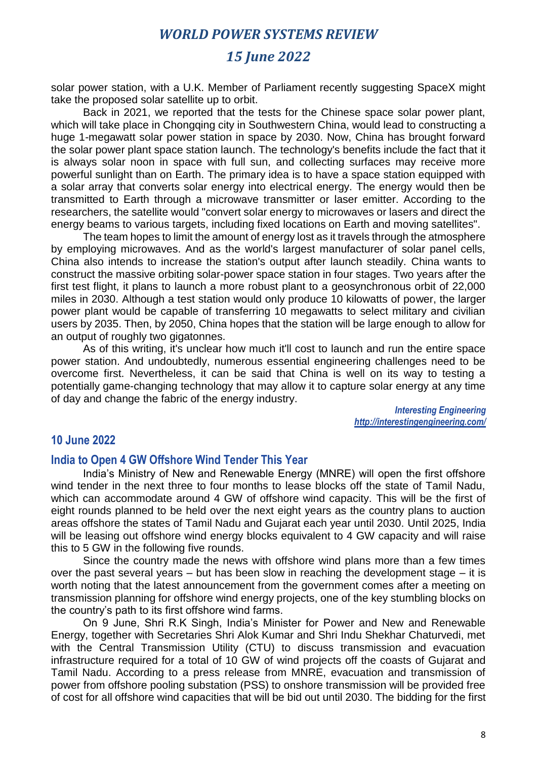solar power station, with a U.K. Member of Parliament recently suggesting SpaceX might take the proposed solar satellite up to orbit.

Back in 2021, we reported that the tests for the Chinese space solar power plant, which will take place in Chongqing city in Southwestern China, would lead to constructing a huge 1-megawatt solar power station in space by 2030. Now, China has brought forward the solar power plant space station launch. The technology's benefits include the fact that it is always solar noon in space with full sun, and collecting surfaces may receive more powerful sunlight than on Earth. The primary idea is to have a space station equipped with a solar array that converts solar energy into electrical energy. The energy would then be transmitted to Earth through a microwave transmitter or laser emitter. According to the researchers, the satellite would "convert solar energy to microwaves or lasers and direct the energy beams to various targets, including fixed locations on Earth and moving satellites".

The team hopes to limit the amount of energy lost as it travels through the atmosphere by employing microwaves. And as the world's largest manufacturer of solar panel cells, China also intends to increase the station's output after launch steadily. China wants to construct the massive orbiting solar-power space station in four stages. Two years after the first test flight, it plans to launch a more robust plant to a geosynchronous orbit of 22,000 miles in 2030. Although a test station would only produce 10 kilowatts of power, the larger power plant would be capable of transferring 10 megawatts to select military and civilian users by 2035. Then, by 2050, China hopes that the station will be large enough to allow for an output of roughly two gigatonnes.

As of this writing, it's unclear how much it'll cost to launch and run the entire space power station. And undoubtedly, numerous essential engineering challenges need to be overcome first. Nevertheless, it can be said that China is well on its way to testing a potentially game-changing technology that may allow it to capture solar energy at any time of day and change the fabric of the energy industry.

*Interesting Engineering*
*http://interestingengineering.com/*

## 10 June 2022

### India to Open 4 GW Offshore Wind Tender This Year

India's Ministry of New and Renewable Energy (MNRE) will open the first offshore wind tender in the next three to four months to lease blocks off the state of Tamil Nadu, which can accommodate around 4 GW of offshore wind capacity. This will be the first of eight rounds planned to be held over the next eight years as the country plans to auction areas offshore the states of Tamil Nadu and Gujarat each year until 2030. Until 2025, India will be leasing out offshore wind energy blocks equivalent to 4 GW capacity and will raise this to 5 GW in the following five rounds.

Since the country made the news with offshore wind plans more than a few times over the past several years – but has been slow in reaching the development stage – it is worth noting that the latest announcement from the government comes after a meeting on transmission planning for offshore wind energy projects, one of the key stumbling blocks on the country's path to its first offshore wind farms.

On 9 June, Shri R.K Singh, India's Minister for Power and New and Renewable Energy, together with Secretaries Shri Alok Kumar and Shri Indu Shekhar Chaturvedi, met with the Central Transmission Utility (CTU) to discuss transmission and evacuation infrastructure required for a total of 10 GW of wind projects off the coasts of Gujarat and Tamil Nadu. According to a press release from MNRE, evacuation and transmission of power from offshore pooling substation (PSS) to onshore transmission will be provided free of cost for all offshore wind capacities that will be bid out until 2030. The bidding for the first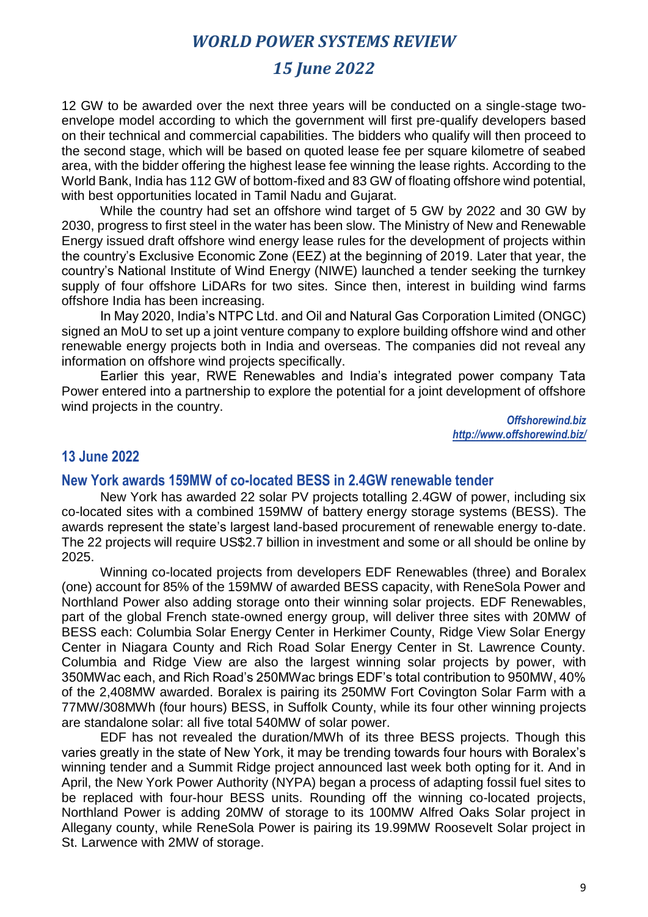12 GW to be awarded over the next three years will be conducted on a single-stage two-envelope model according to which the government will first pre-qualify developers based on their technical and commercial capabilities. The bidders who qualify will then proceed to the second stage, which will be based on quoted lease fee per square kilometre of seabed area, with the bidder offering the highest lease fee winning the lease rights. According to the World Bank, India has 112 GW of bottom-fixed and 83 GW of floating offshore wind potential, with best opportunities located in Tamil Nadu and Gujarat.

While the country had set an offshore wind target of 5 GW by 2022 and 30 GW by 2030, progress to first steel in the water has been slow. The Ministry of New and Renewable Energy issued draft offshore wind energy lease rules for the development of projects within the country's Exclusive Economic Zone (EEZ) at the beginning of 2019. Later that year, the country's National Institute of Wind Energy (NIWE) launched a tender seeking the turnkey supply of four offshore LiDARs for two sites. Since then, interest in building wind farms offshore India has been increasing.

In May 2020, India's NTPC Ltd. and Oil and Natural Gas Corporation Limited (ONGC) signed an MoU to set up a joint venture company to explore building offshore wind and other renewable energy projects both in India and overseas. The companies did not reveal any information on offshore wind projects specifically.

Earlier this year, RWE Renewables and India's integrated power company Tata Power entered into a partnership to explore the potential for a joint development of offshore wind projects in the country.

*Offshorewind.biz*
*http://www.offshorewind.biz/*

## 13 June 2022

### New York awards 159MW of co-located BESS in 2.4GW renewable tender

New York has awarded 22 solar PV projects totalling 2.4GW of power, including six co-located sites with a combined 159MW of battery energy storage systems (BESS). The awards represent the state's largest land-based procurement of renewable energy to-date. The 22 projects will require US$2.7 billion in investment and some or all should be online by 2025.

Winning co-located projects from developers EDF Renewables (three) and Boralex (one) account for 85% of the 159MW of awarded BESS capacity, with ReneSola Power and Northland Power also adding storage onto their winning solar projects. EDF Renewables, part of the global French state-owned energy group, will deliver three sites with 20MW of BESS each: Columbia Solar Energy Center in Herkimer County, Ridge View Solar Energy Center in Niagara County and Rich Road Solar Energy Center in St. Lawrence County. Columbia and Ridge View are also the largest winning solar projects by power, with 350MWac each, and Rich Road's 250MWac brings EDF's total contribution to 950MW, 40% of the 2,408MW awarded. Boralex is pairing its 250MW Fort Covington Solar Farm with a 77MW/308MWh (four hours) BESS, in Suffolk County, while its four other winning projects are standalone solar: all five total 540MW of solar power.

EDF has not revealed the duration/MWh of its three BESS projects. Though this varies greatly in the state of New York, it may be trending towards four hours with Boralex's winning tender and a Summit Ridge project announced last week both opting for it. And in April, the New York Power Authority (NYPA) began a process of adapting fossil fuel sites to be replaced with four-hour BESS units. Rounding off the winning co-located projects, Northland Power is adding 20MW of storage to its 100MW Alfred Oaks Solar project in Allegany county, while ReneSola Power is pairing its 19.99MW Roosevelt Solar project in St. Larwence with 2MW of storage.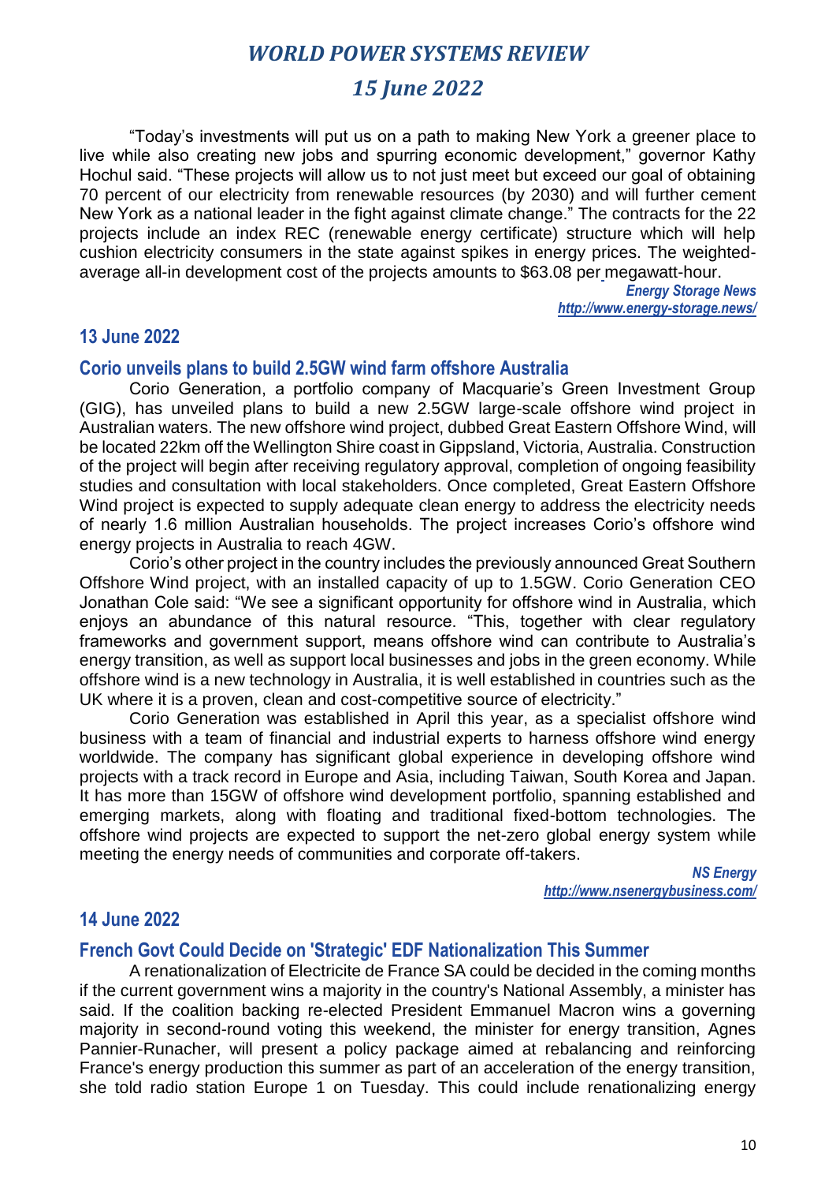“Today’s investments will put us on a path to making New York a greener place to live while also creating new jobs and spurring economic development,” governor Kathy Hochul said. “These projects will allow us to not just meet but exceed our goal of obtaining 70 percent of our electricity from renewable resources (by 2030) and will further cement New York as a national leader in the fight against climate change.” The contracts for the 22 projects include an index REC (renewable energy certificate) structure which will help cushion electricity consumers in the state against spikes in energy prices. The weighted-average all-in development cost of the projects amounts to $63.08 per megawatt-hour.

*Energy Storage News*
*http://www.energy-storage.news/*

## 13 June 2022

### Corio unveils plans to build 2.5GW wind farm offshore Australia

Corio Generation, a portfolio company of Macquarie’s Green Investment Group (GIG), has unveiled plans to build a new 2.5GW large-scale offshore wind project in Australian waters. The new offshore wind project, dubbed Great Eastern Offshore Wind, will be located 22km off the Wellington Shire coast in Gippsland, Victoria, Australia. Construction of the project will begin after receiving regulatory approval, completion of ongoing feasibility studies and consultation with local stakeholders. Once completed, Great Eastern Offshore Wind project is expected to supply adequate clean energy to address the electricity needs of nearly 1.6 million Australian households. The project increases Corio’s offshore wind energy projects in Australia to reach 4GW.

Corio’s other project in the country includes the previously announced Great Southern Offshore Wind project, with an installed capacity of up to 1.5GW. Corio Generation CEO Jonathan Cole said: “We see a significant opportunity for offshore wind in Australia, which enjoys an abundance of this natural resource. “This, together with clear regulatory frameworks and government support, means offshore wind can contribute to Australia’s energy transition, as well as support local businesses and jobs in the green economy. While offshore wind is a new technology in Australia, it is well established in countries such as the UK where it is a proven, clean and cost-competitive source of electricity.”

Corio Generation was established in April this year, as a specialist offshore wind business with a team of financial and industrial experts to harness offshore wind energy worldwide. The company has significant global experience in developing offshore wind projects with a track record in Europe and Asia, including Taiwan, South Korea and Japan. It has more than 15GW of offshore wind development portfolio, spanning established and emerging markets, along with floating and traditional fixed-bottom technologies. The offshore wind projects are expected to support the net-zero global energy system while meeting the energy needs of communities and corporate off-takers.

*NS Energy*
*http://www.nsenergybusiness.com/*

## 14 June 2022

### French Govt Could Decide on 'Strategic' EDF Nationalization This Summer

A renationalization of Electricite de France SA could be decided in the coming months if the current government wins a majority in the country's National Assembly, a minister has said. If the coalition backing re-elected President Emmanuel Macron wins a governing majority in second-round voting this weekend, the minister for energy transition, Agnes Pannier-Runacher, will present a policy package aimed at rebalancing and reinforcing France's energy production this summer as part of an acceleration of the energy transition, she told radio station Europe 1 on Tuesday. This could include renationalizing energy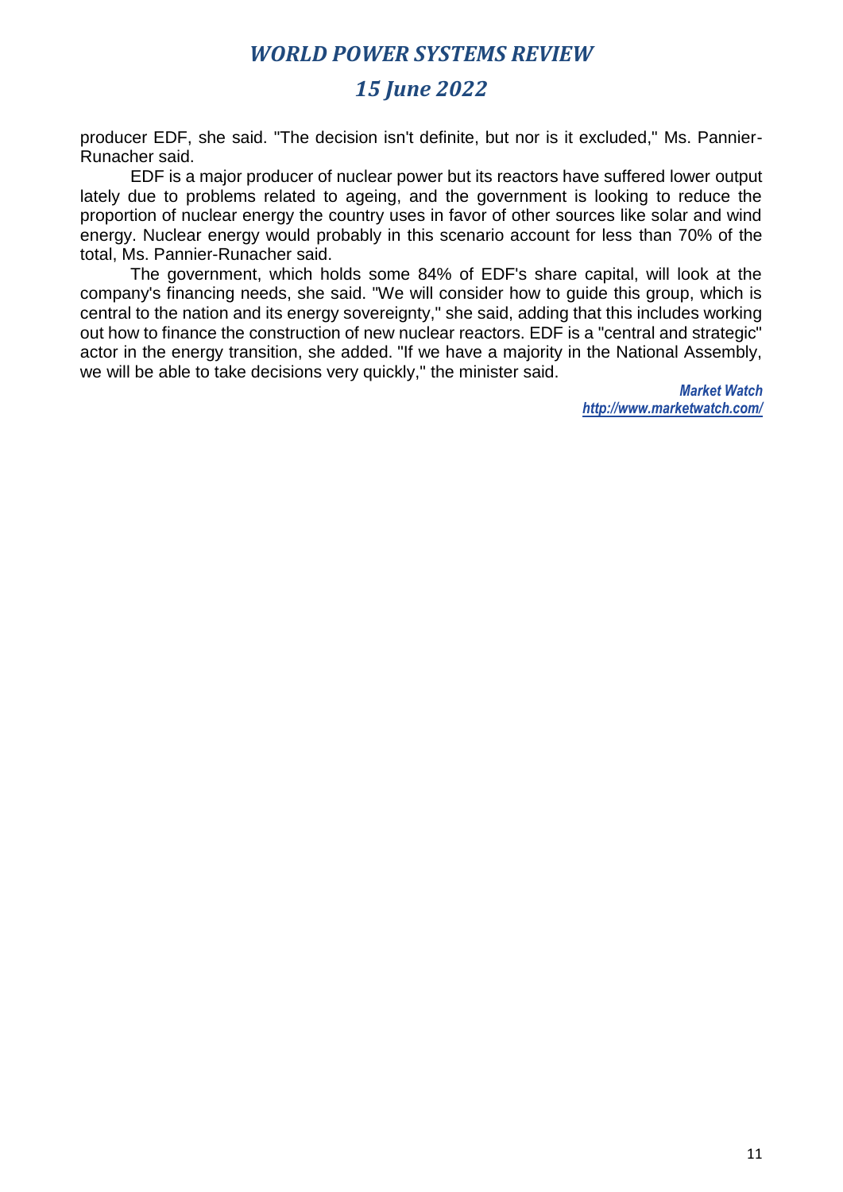producer EDF, she said. "The decision isn't definite, but nor is it excluded," Ms. Pannier-Runacher said.

EDF is a major producer of nuclear power but its reactors have suffered lower output lately due to problems related to ageing, and the government is looking to reduce the proportion of nuclear energy the country uses in favor of other sources like solar and wind energy. Nuclear energy would probably in this scenario account for less than 70% of the total, Ms. Pannier-Runacher said.

The government, which holds some 84% of EDF's share capital, will look at the company's financing needs, she said. "We will consider how to guide this group, which is central to the nation and its energy sovereignty," she said, adding that this includes working out how to finance the construction of new nuclear reactors. EDF is a "central and strategic" actor in the energy transition, she added. "If we have a majority in the National Assembly, we will be able to take decisions very quickly," the minister said.

*Market Watch*
*http://www.marketwatch.com/*